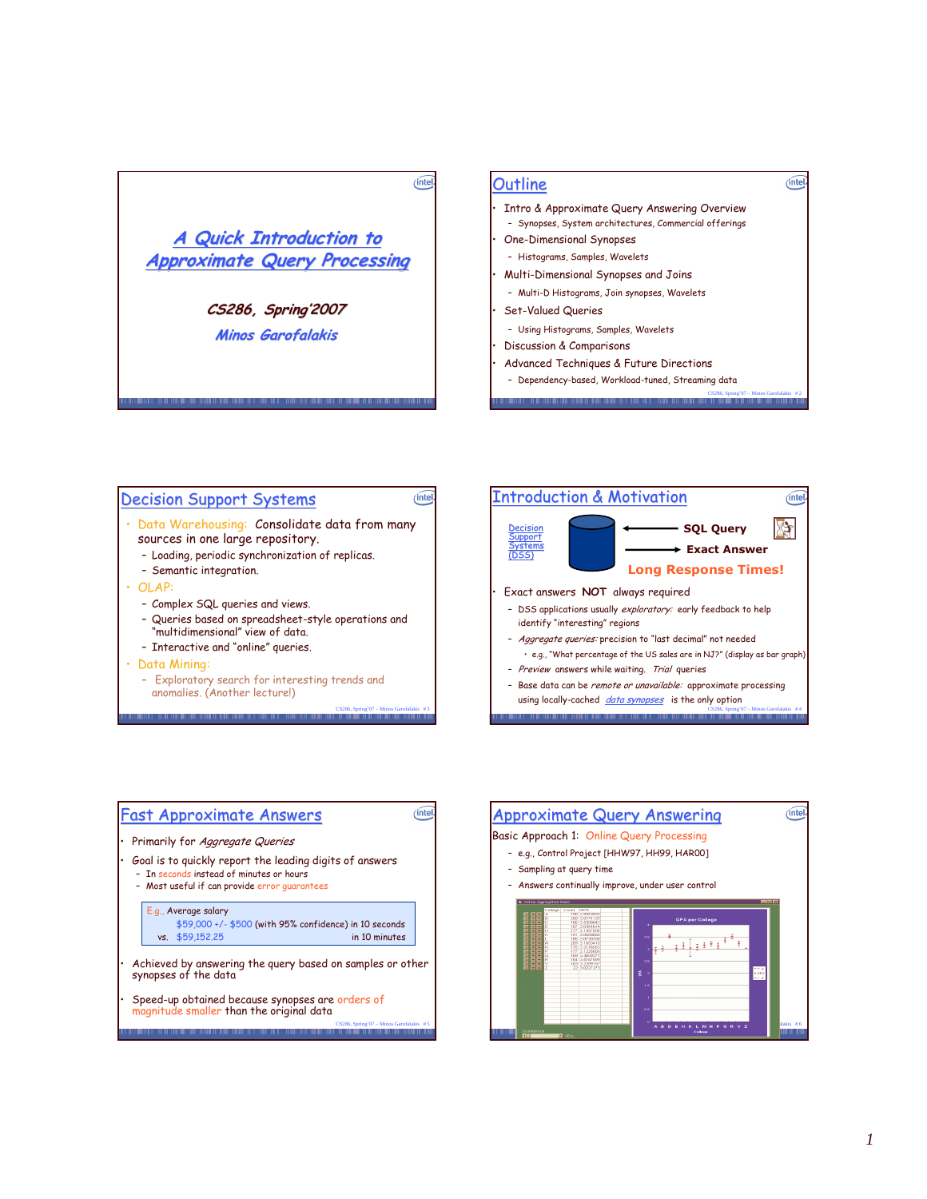# A Quick Introduction to Approximate Query Processing

**CS286, Spring'2007**

**Minos Garofalakis**

## Outline

- Intro & Approximate Query Answering Overview
  - Synopses, System architectures, Commercial offerings
- One-Dimensional Synopses
  - Histograms, Samples, Wavelets
- Multi-Dimensional Synopses and Joins
  - Multi-D Histograms, Join synopses, Wavelets
- Set-Valued Queries
  - Using Histograms, Samples, Wavelets
- Discussion & Comparisons
- Advanced Techniques & Future Directions
  - Dependency-based, Workload-tuned, Streaming data

## Decision Support Systems

- Data Warehousing: Consolidate data from many sources in one large repository.
  - Loading, periodic synchronization of replicas.
  - Semantic integration.
- OLAP:
  - Complex SQL queries and views.
  - Queries based on spreadsheet-style operations and "multidimensional" view of data.
  - Interactive and "online" queries.
- Data Mining:
  - Exploratory search for interesting trends and anomalies. (Another lecture!)

## Introduction & Motivation

Decision Support Systems (DSS) ← **SQL Query**; → **Exact Answer**

**Long Response Times!**

- Exact answers **NOT** always required
  - DSS applications usually *exploratory:* early feedback to help identify "interesting" regions
  - *Aggregate queries:* precision to "last decimal" not needed
    - e.g., "What percentage of the US sales are in NJ?" (display as bar graph)
  - *Preview* answers while waiting. *Trial* queries
  - Base data can be *remote or unavailable:* approximate processing using locally-cached *data synopses* is the only option

## Fast Approximate Answers

- Primarily for *Aggregate Queries*
- Goal is to quickly report the leading digits of answers
  - In seconds instead of minutes or hours
  - Most useful if can provide error guarantees

> E.g., Average salary
> $59,000 +/- $500 (with 95% confidence) in 10 seconds
> vs. $59,152.25 in 10 minutes

- Achieved by answering the query based on samples or other synopses of the data
- Speed-up obtained because synopses are orders of magnitude smaller than the original data

## Approximate Query Answering

Basic Approach 1: Online Query Processing

- e.g., Control Project [HHW97, HH99, HAR00]
- Sampling at query time
- Answers continually improve, under user control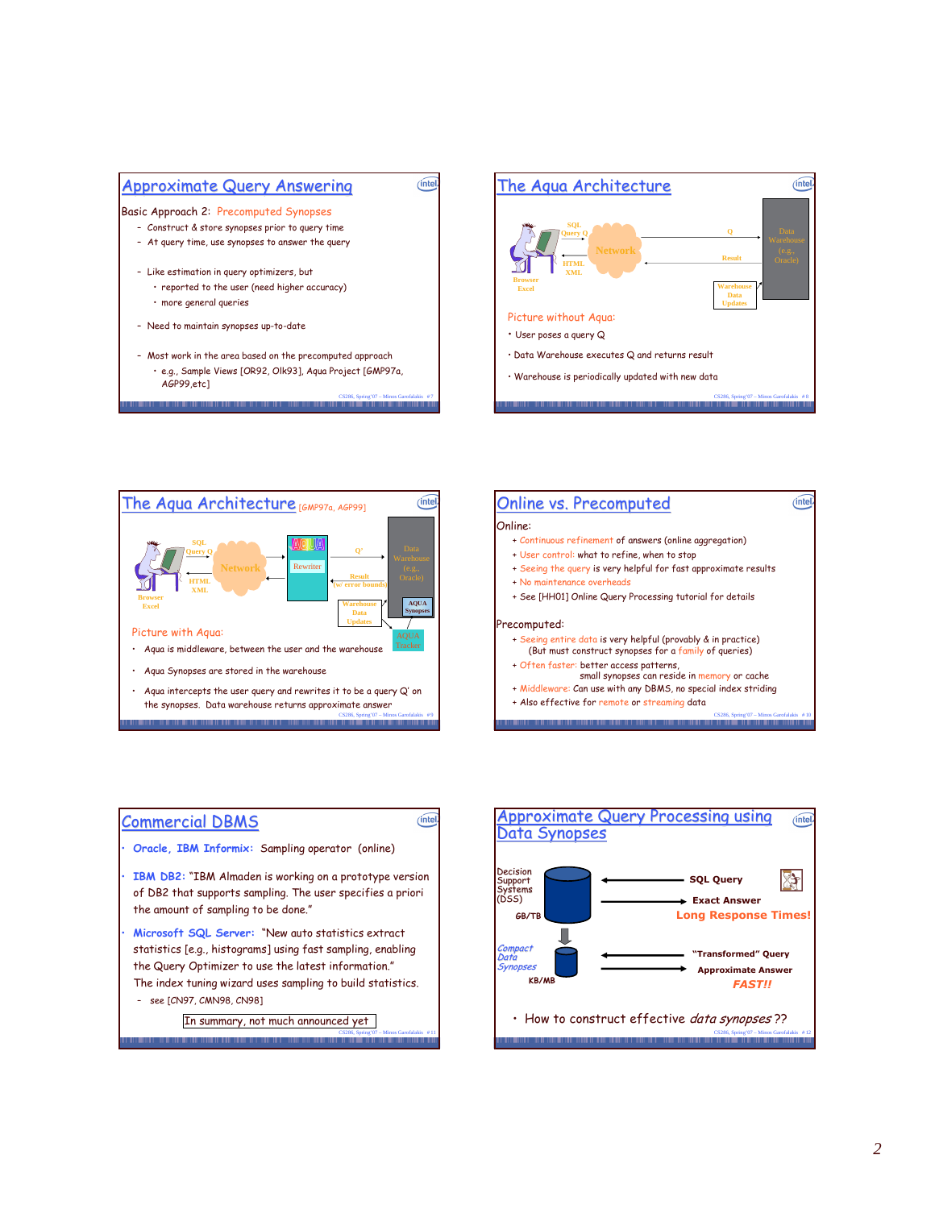## Approximate Query Answering

Basic Approach 2: Precomputed Synopses

- Construct & store synopses prior to query time
- At query time, use synopses to answer the query
- Like estimation in query optimizers, but
  - reported to the user (need higher accuracy)
  - more general queries
- Need to maintain synopses up-to-date
- Most work in the area based on the precomputed approach
  - e.g., Sample Views [OR92, Olk93], Aqua Project [GMP97a, AGP99,etc]

## The Aqua Architecture

SQL Query Q | Network | Q | Data Warehouse (e.g., Oracle) | Result | HTML XML | Browser Excel | Warehouse Data Updates

Picture without Aqua:

- User poses a query Q
- Data Warehouse executes Q and returns result
- Warehouse is periodically updated with new data

## The Aqua Architecture [GMP97a, AGP99]

SQL Query Q | Network | AQUA | Rewriter | Q' | Data Warehouse (e.g., Oracle) | Result (w/ error bounds) | HTML XML | Browser Excel | Warehouse Data Updates | AQUA Synopses | AQUA Tracker

Picture with Aqua:

- Aqua is middleware, between the user and the warehouse
- Aqua Synopses are stored in the warehouse
- Aqua intercepts the user query and rewrites it to be a query Q' on the synopses. Data warehouse returns approximate answer

## Online vs. Precomputed

Online:

- \+ Continuous refinement of answers (online aggregation)
- \+ User control: what to refine, when to stop
- \+ Seeing the query is very helpful for fast approximate results
- \+ No maintenance overheads
- \+ See [HH01] Online Query Processing tutorial for details

Precomputed:

- \+ Seeing entire data is very helpful (provably & in practice)
  (But must construct synopses for a family of queries)
- \+ Often faster: better access patterns,
  small synopses can reside in memory or cache
- \+ Middleware: Can use with any DBMS, no special index striding
- \+ Also effective for remote or streaming data

## Commercial DBMS

- **Oracle, IBM Informix:** Sampling operator (online)
- **IBM DB2:** "IBM Almaden is working on a prototype version of DB2 that supports sampling. The user specifies a priori the amount of sampling to be done."
- **Microsoft SQL Server:** "New auto statistics extract statistics [e.g., histograms] using fast sampling, enabling the Query Optimizer to use the latest information."
  The index tuning wizard uses sampling to build statistics.
  - see [CN97, CMN98, CN98]

In summary, not much announced yet

## Approximate Query Processing using Data Synopses

Decision Support Systems (DSS) | GB/TB | SQL Query | Exact Answer | **Long Response Times!**

*Compact Data Synopses* | KB/MB | "Transformed" Query | Approximate Answer | ***FAST!!***

- How to construct effective *data synopses* ??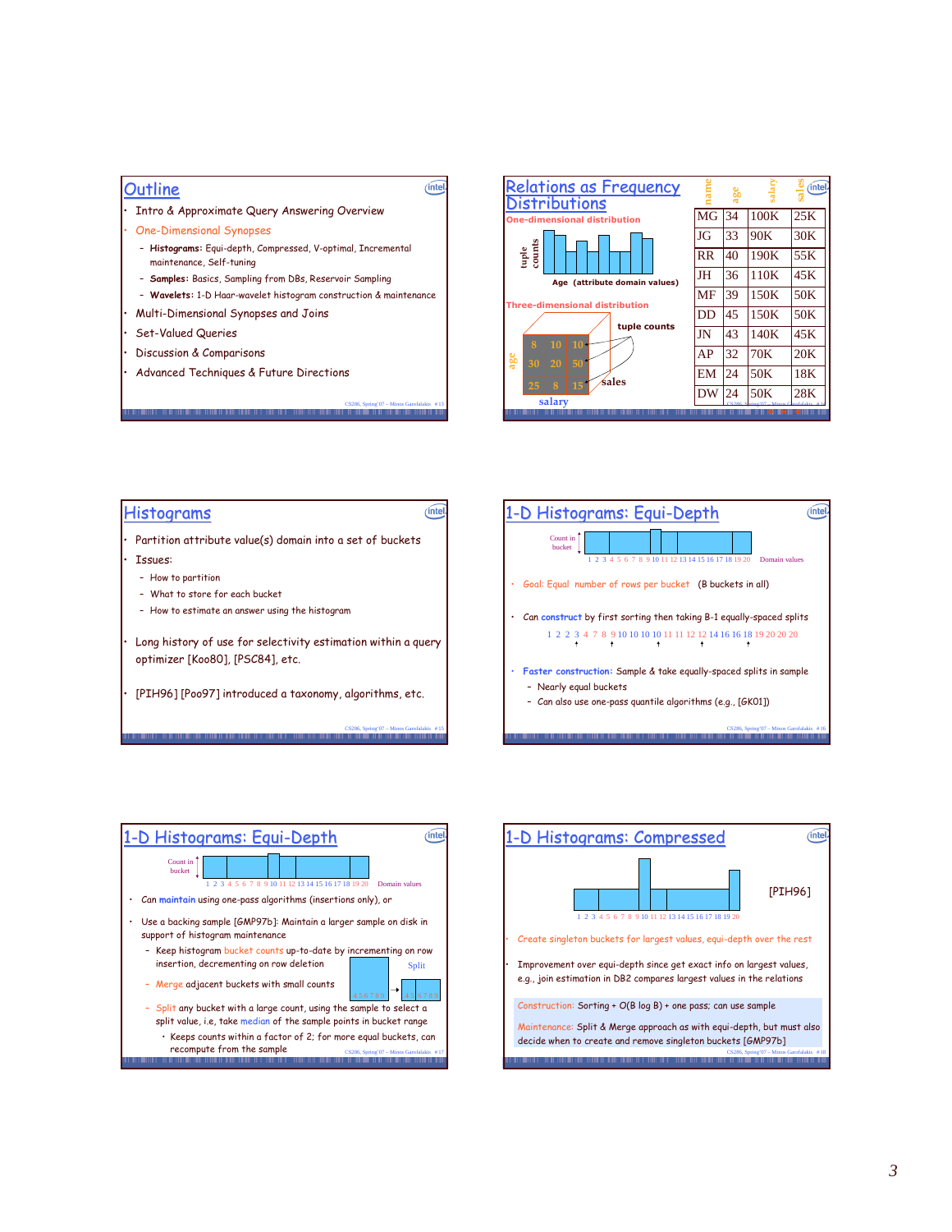## Outline

- Intro & Approximate Query Answering Overview
- One-Dimensional Synopses
  - **Histograms:** Equi-depth, Compressed, V-optimal, Incremental maintenance, Self-tuning
  - **Samples:** Basics, Sampling from DBs, Reservoir Sampling
  - **Wavelets:** 1-D Haar-wavelet histogram construction & maintenance
- Multi-Dimensional Synopses and Joins
- Set-Valued Queries
- Discussion & Comparisons
- Advanced Techniques & Future Directions

## Relations as Frequency Distributions

One-dimensional distribution

tuple counts

Age (attribute domain values)

Three-dimensional distribution

tuple counts

| name | age | salary | sales |
|---|---|---|---|
| MG | 34 | 100K | 25K |
| JG | 33 | 90K | 30K |
| RR | 40 | 190K | 55K |
| JH | 36 | 110K | 45K |
| MF | 39 | 150K | 50K |
| DD | 45 | 150K | 50K |
| JN | 43 | 140K | 45K |
| AP | 32 | 70K | 20K |
| EM | 24 | 50K | 18K |
| DW | 24 | 50K | 28K |

|  |  |  |
|---|---|---|
| 8 | 10 | 10 |
| 30 | 20 | 50 |
| 25 | 8 | 15 |

age, salary, sales

## Histograms

- Partition attribute value(s) domain into a set of buckets
- Issues:
  - How to partition
  - What to store for each bucket
  - How to estimate an answer using the histogram
- Long history of use for selectivity estimation within a query optimizer [Koo80], [PSC84], etc.
- [PIH96] [Poo97] introduced a taxonomy, algorithms, etc.

## 1-D Histograms: Equi-Depth

Count in bucket

1 2 3 4 5 6 7 8 9 10 11 12 13 14 15 16 17 18 19 20 Domain values

- Goal: Equal number of rows per bucket (B buckets in all)
- Can construct by first sorting then taking B-1 equally-spaced splits

  1 2 2 3 4 7 8 9 10 10 10 10 11 11 12 12 14 16 16 18 19 20 20 20

- Faster construction: Sample & take equally-spaced splits in sample
  - Nearly equal buckets
  - Can also use one-pass quantile algorithms (e.g., [GK01])

## 1-D Histograms: Equi-Depth

Count in bucket

1 2 3 4 5 6 7 8 9 10 11 12 13 14 15 16 17 18 19 20 Domain values

- Can maintain using one-pass algorithms (insertions only), or
- Use a backing sample [GMP97b]: Maintain a larger sample on disk in support of histogram maintenance
  - Keep histogram bucket counts up-to-date by incrementing on row insertion, decrementing on row deletion
  - Merge adjacent buckets with small counts
  - Split any bucket with a large count, using the sample to select a split value, i.e, take median of the sample points in bucket range
    - Keeps counts within a factor of 2; for more equal buckets, can recompute from the sample

Split

## 1-D Histograms: Compressed

[PIH96]

1 2 3 4 5 6 7 8 9 10 11 12 13 14 15 16 17 18 19 20

- Create singleton buckets for largest values, equi-depth over the rest
- Improvement over equi-depth since get exact info on largest values, e.g., join estimation in DB2 compares largest values in the relations

Construction: Sorting + O(B log B) + one pass; can use sample

Maintenance: Split & Merge approach as with equi-depth, but must also decide when to create and remove singleton buckets [GMP97b]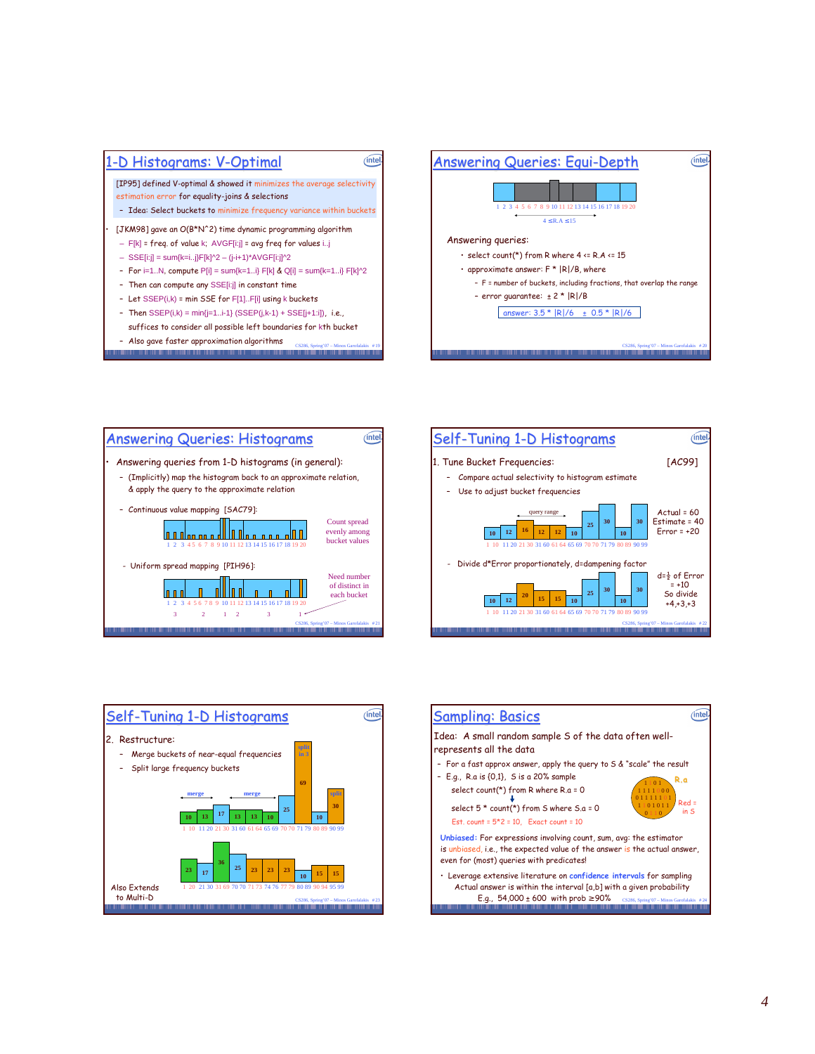## 1-D Histograms: V-Optimal

- [IP95] defined V-optimal & showed it minimizes the average selectivity estimation error for equality-joins & selections
  - Idea: Select buckets to minimize frequency variance within buckets
- [JKM98] gave an O(B*N^2) time dynamic programming algorithm
  - F[k] = freq. of value k; AVGF[i:j] = avg freq for values i..j
  - SSE[i:j] = sum{k=i..j}F[k]^2 – (j-i+1)*AVGF[i:j]^2
  - For i=1..N, compute P[i] = sum{k=1..i} F[k] & Q[i] = sum{k=1..i} F[k]^2
  - Then can compute any SSE[i:j] in constant time
  - Let SSEP(i,k) = min SSE for F[1]..F[i] using k buckets
  - Then SSEP(i,k) = min{j=1..i-1} (SSEP(j,k-1) + SSE[j+1:i]), i.e., suffices to consider all possible left boundaries for kth bucket
  - Also gave faster approximation algorithms

## Answering Queries: Equi-Depth

1 2 3 4 5 6 7 8 9 10 11 12 13 14 15 16 17 18 19 20

4 ≤R.A ≤15

Answering queries:

- select count(*) from R where 4 <= R.A <= 15
- approximate answer: F * |R|/B, where
  - F = number of buckets, including fractions, that overlap the range
  - error guarantee: ± 2 * |R|/B

answer: 3.5 * |R|/6 ± 0.5 * |R|/6

## Answering Queries: Histograms

- Answering queries from 1-D histograms (in general):
  - (Implicitly) map the histogram back to an approximate relation, & apply the query to the approximate relation
  - Continuous value mapping [SAC79]:

    1 2 3 4 5 6 7 8 9 10 11 12 13 14 15 16 17 18 19 20

    Count spread evenly among bucket values

  - Uniform spread mapping [PIH96]:

    1 2 3 4 5 6 7 8 9 10 11 12 13 14 15 16 17 18 19 20

    3 2 1 2 3 1

    Need number of distinct in each bucket

## Self-Tuning 1-D Histograms

1. Tune Bucket Frequencies: [AC99]
   - Compare actual selectivity to histogram estimate
   - Use to adjust bucket frequencies

   query range

   10 12 16 12 12 10 25 30 10 30

   1 10 11 20 21 30 31 60 61 64 65 69 70 70 71 79 80 89 90 99

   Actual = 60
   Estimate = 40
   Error = +20

   - Divide d*Error proportionately, d=dampening factor

   10 12 20 15 15 10 25 30 10 30

   1 10 11 20 21 30 31 60 61 64 65 69 70 70 71 79 80 89 90 99

   d=½ of Error = +10
   So divide +4,+3,+3

## Self-Tuning 1-D Histograms

2. Restructure:
   - Merge buckets of near-equal frequencies
   - Split large frequency buckets

   merge merge split in 3 split

   10 13 17 13 13 10 25 69 10 30

   1 10 11 20 21 30 31 60 61 64 65 69 70 70 71 79 80 89 90 99

   23 17 36 25 23 23 23 10 15 15

   1 20 21 30 31 69 70 70 71 73 74 76 77 79 80 89 90 94 95 99

Also Extends to Multi-D

## Sampling: Basics

Idea: A small random sample S of the data often well-represents all the data

- For a fast approx answer, apply the query to S & "scale" the result
- E.g., R.a is {0,1}, S is a 20% sample

  select count(*) from R where R.a = 0

  select 5 * count(*) from S where S.a = 0

  Est. count = 5*2 = 10, Exact count = 10

  R.a: 1 1 0 1 / 1 1 1 1 0 0 0 / 0 1 1 1 1 1 0 1 / 1 1 0 1 0 1 1 / 0 1 1 0

  Red = in S

Unbiased: For expressions involving count, sum, avg: the estimator is unbiased, i.e., the expected value of the answer is the actual answer, even for (most) queries with predicates!

- Leverage extensive literature on confidence intervals for sampling

  Actual answer is within the interval [a,b] with a given probability

  E.g., 54,000 ± 600 with prob ≥90%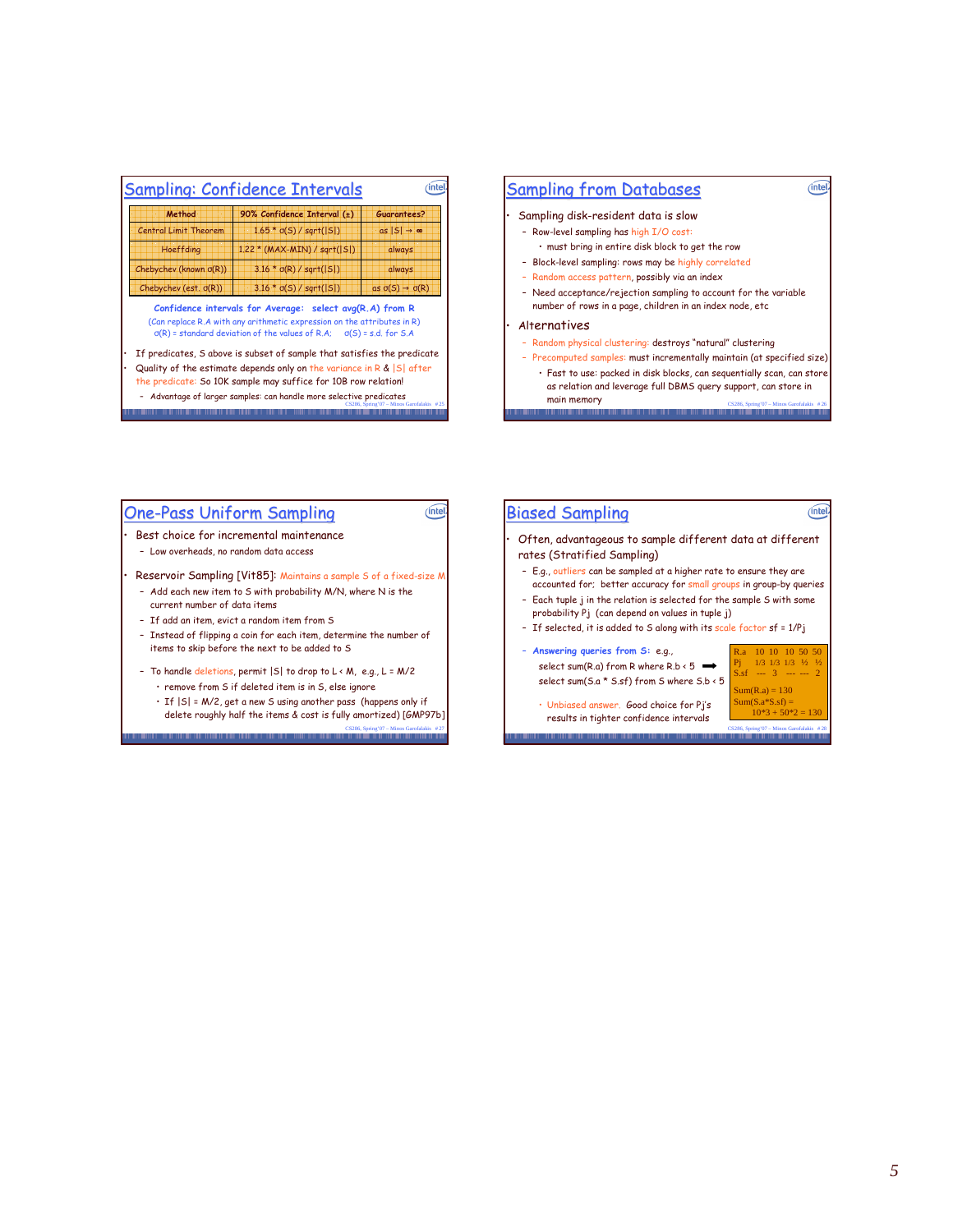## Sampling: Confidence Intervals

| Method | 90% Confidence Interval (±) | Guarantees? |
|---|---|---|
| Central Limit Theorem | $1.65 * \sigma(S) / \text{sqrt}(\|S\|)$ | as $\|S\| \to \infty$ |
| Hoeffding | $1.22 * (MAX-MIN) / \text{sqrt}(\|S\|)$ | always |
| Chebychev (known $\sigma(R)$) | $3.16 * \sigma(R) / \text{sqrt}(\|S\|)$ | always |
| Chebychev (est. $\sigma(R)$) | $3.16 * \sigma(S) / \text{sqrt}(\|S\|)$ | as $\sigma(S) \to \sigma(R)$ |

Confidence intervals for Average: select avg(R.A) from R

(Can replace R.A with any arithmetic expression on the attributes in R)

$\sigma(R)$ = standard deviation of the values of R.A; $\sigma(S)$ = s.d. for S.A

- If predicates, S above is subset of sample that satisfies the predicate
- Quality of the estimate depends only on the variance in R & |S| after the predicate: So 10K sample may suffice for 10B row relation!
  - Advantage of larger samples: can handle more selective predicates

## Sampling from Databases

- Sampling disk-resident data is slow
  - Row-level sampling has high I/O cost:
    - must bring in entire disk block to get the row
  - Block-level sampling: rows may be highly correlated
  - Random access pattern, possibly via an index
  - Need acceptance/rejection sampling to account for the variable number of rows in a page, children in an index node, etc
- Alternatives
  - Random physical clustering: destroys "natural" clustering
  - Precomputed samples: must incrementally maintain (at specified size)
    - Fast to use: packed in disk blocks, can sequentially scan, can store as relation and leverage full DBMS query support, can store in main memory

## One-Pass Uniform Sampling

- Best choice for incremental maintenance
  - Low overheads, no random data access
- Reservoir Sampling [Vit85]: Maintains a sample S of a fixed-size M
  - Add each new item to S with probability M/N, where N is the current number of data items
  - If add an item, evict a random item from S
  - Instead of flipping a coin for each item, determine the number of items to skip before the next to be added to S
  - To handle deletions, permit |S| to drop to L < M, e.g., L = M/2
    - remove from S if deleted item is in S, else ignore
    - If |S| = M/2, get a new S using another pass (happens only if delete roughly half the items & cost is fully amortized) [GMP97b]

## Biased Sampling

- Often, advantageous to sample different data at different rates (Stratified Sampling)
  - E.g., outliers can be sampled at a higher rate to ensure they are accounted for; better accuracy for small groups in group-by queries
  - Each tuple j in the relation is selected for the sample S with some probability Pj (can depend on values in tuple j)
  - If selected, it is added to S along with its scale factor sf = 1/Pj
  - Answering queries from S: e.g.,

    select sum(R.a) from R where R.b < 5 ➡

    select sum(S.a * S.sf) from S where S.b < 5

    - Unbiased answer. Good choice for Pj's results in tighter confidence intervals

| | | | | | |
|---|---|---|---|---|---|
| R.a | 10 | 10 | 10 | 50 | 50 |
| Pj | 1/3 | 1/3 | 1/3 | ½ | ½ |
| S.sf | --- | 3 | --- | --- | 2 |

Sum(R.a) = 130

Sum(S.a*S.sf) = 10*3 + 50*2 = 130